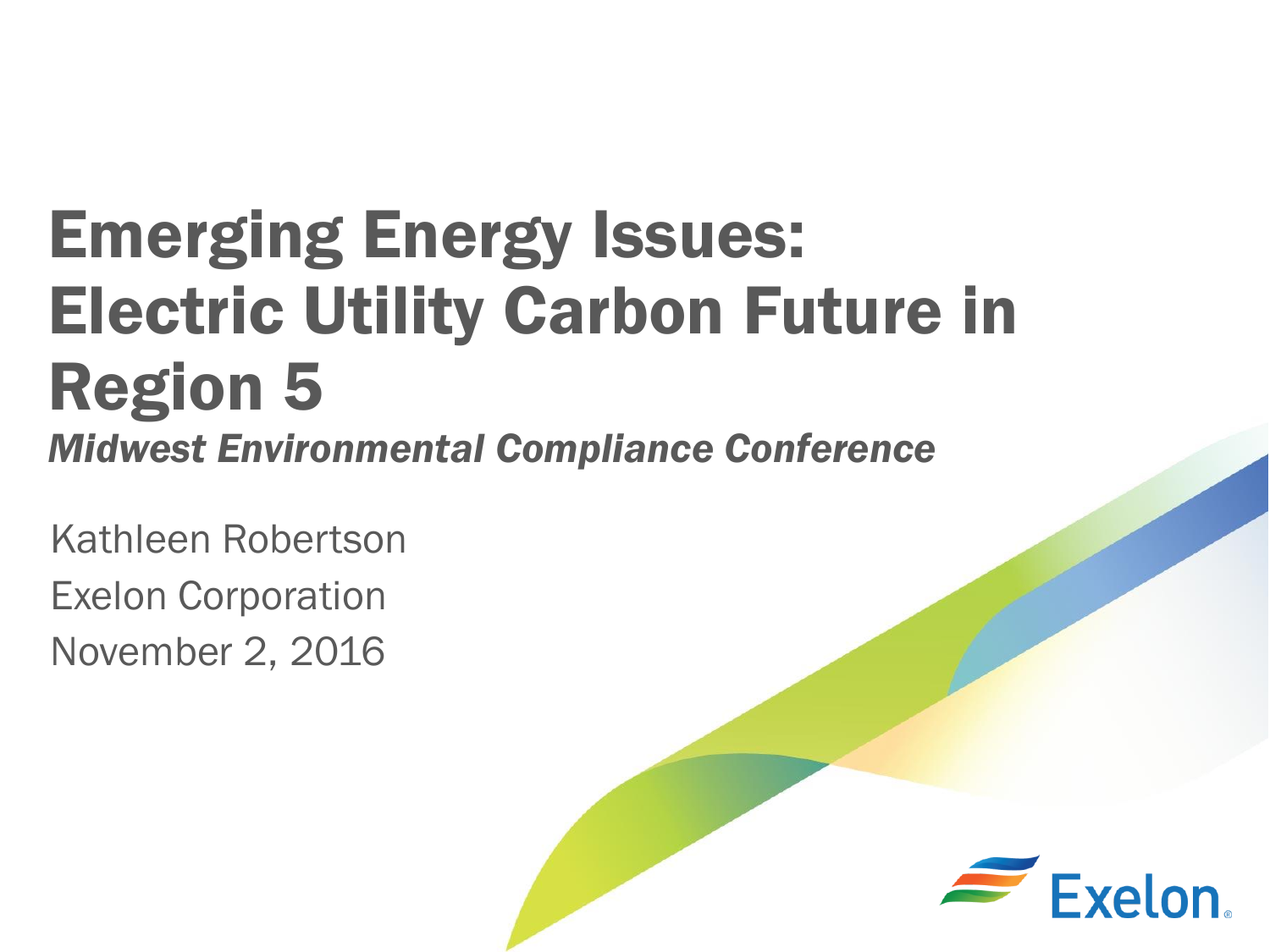# Emerging Energy Issues: Electric Utility Carbon Future in Region 5

*Midwest Environmental Compliance Conference*

Kathleen Robertson

Exelon Corporation

November 2, 2016

Exelon.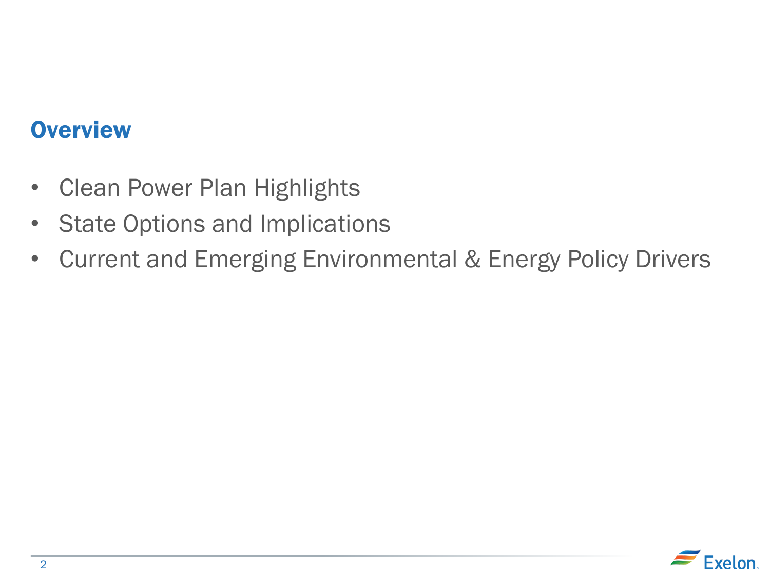## Overview

- Clean Power Plan Highlights
- State Options and Implications
- Current and Emerging Environmental & Energy Policy Drivers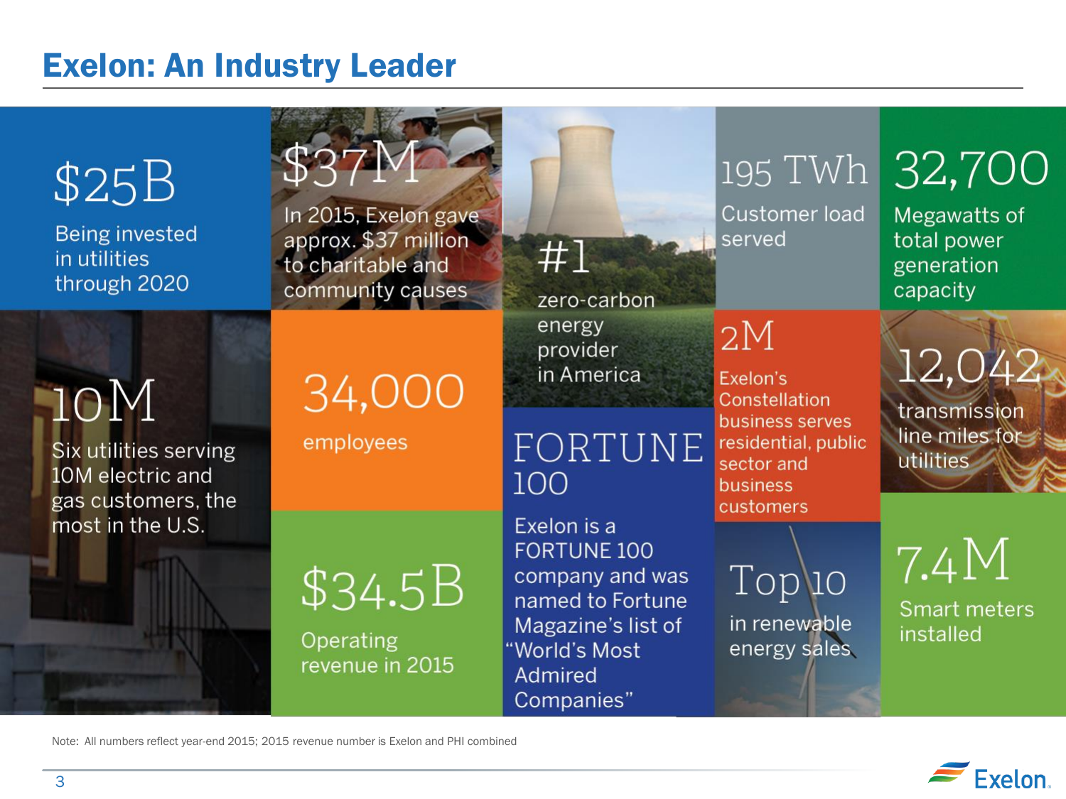# Exelon: An Industry Leader

**$25B**
Being invested in utilities through 2020

**$37M**
In 2015, Exelon gave approx. $37 million to charitable and community causes

**#1**
zero-carbon energy provider in America

**195 TWh**
Customer load served

**32,700**
Megawatts of total power generation capacity

**10M**
Six utilities serving 10M electric and gas customers, the most in the U.S.

**34,000**
employees

**2M**
Exelon's Constellation business serves residential, public sector and business customers

**12,042**
transmission line miles for utilities

**FORTUNE 100**
Exelon is a FORTUNE 100 company and was named to Fortune Magazine's list of "World's Most Admired Companies"

**$34.5B**
Operating revenue in 2015

**Top 10**
in renewable energy sales

**7.4M**
Smart meters installed

Note: All numbers reflect year-end 2015; 2015 revenue number is Exelon and PHI combined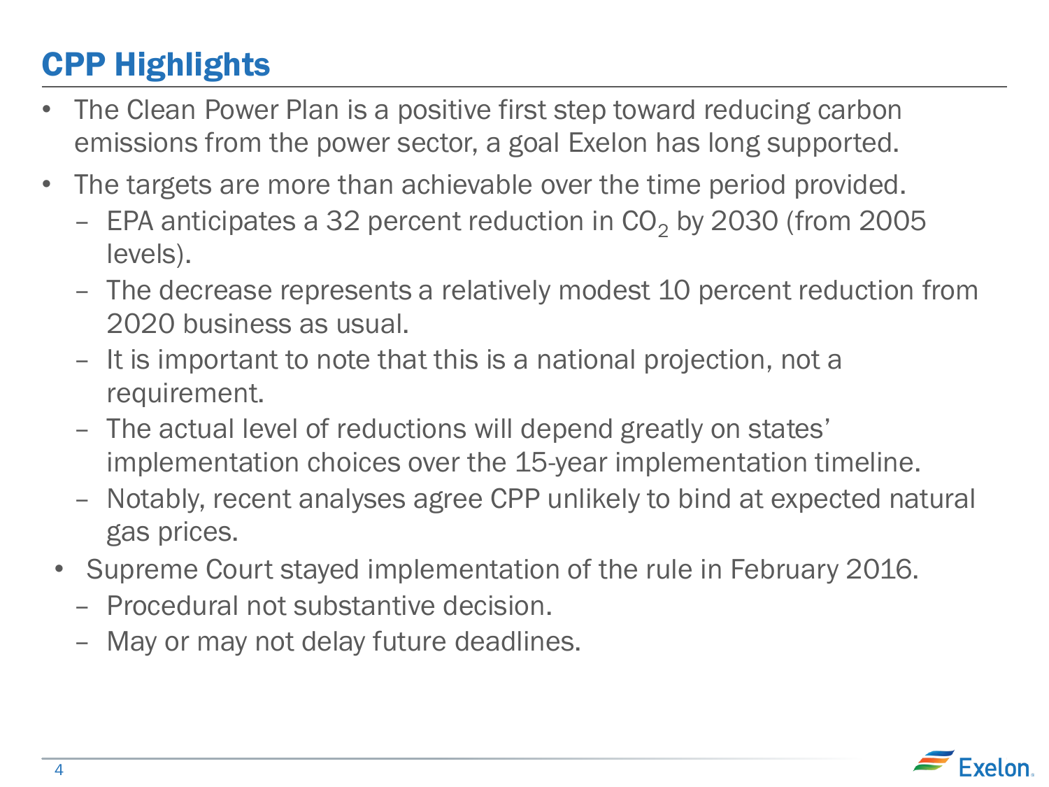# CPP Highlights

- The Clean Power Plan is a positive first step toward reducing carbon emissions from the power sector, a goal Exelon has long supported.
- The targets are more than achievable over the time period provided.
  - EPA anticipates a 32 percent reduction in $CO_2$ by 2030 (from 2005 levels).
  - The decrease represents a relatively modest 10 percent reduction from 2020 business as usual.
  - It is important to note that this is a national projection, not a requirement.
  - The actual level of reductions will depend greatly on states' implementation choices over the 15-year implementation timeline.
  - Notably, recent analyses agree CPP unlikely to bind at expected natural gas prices.
- Supreme Court stayed implementation of the rule in February 2016.
  - Procedural not substantive decision.
  - May or may not delay future deadlines.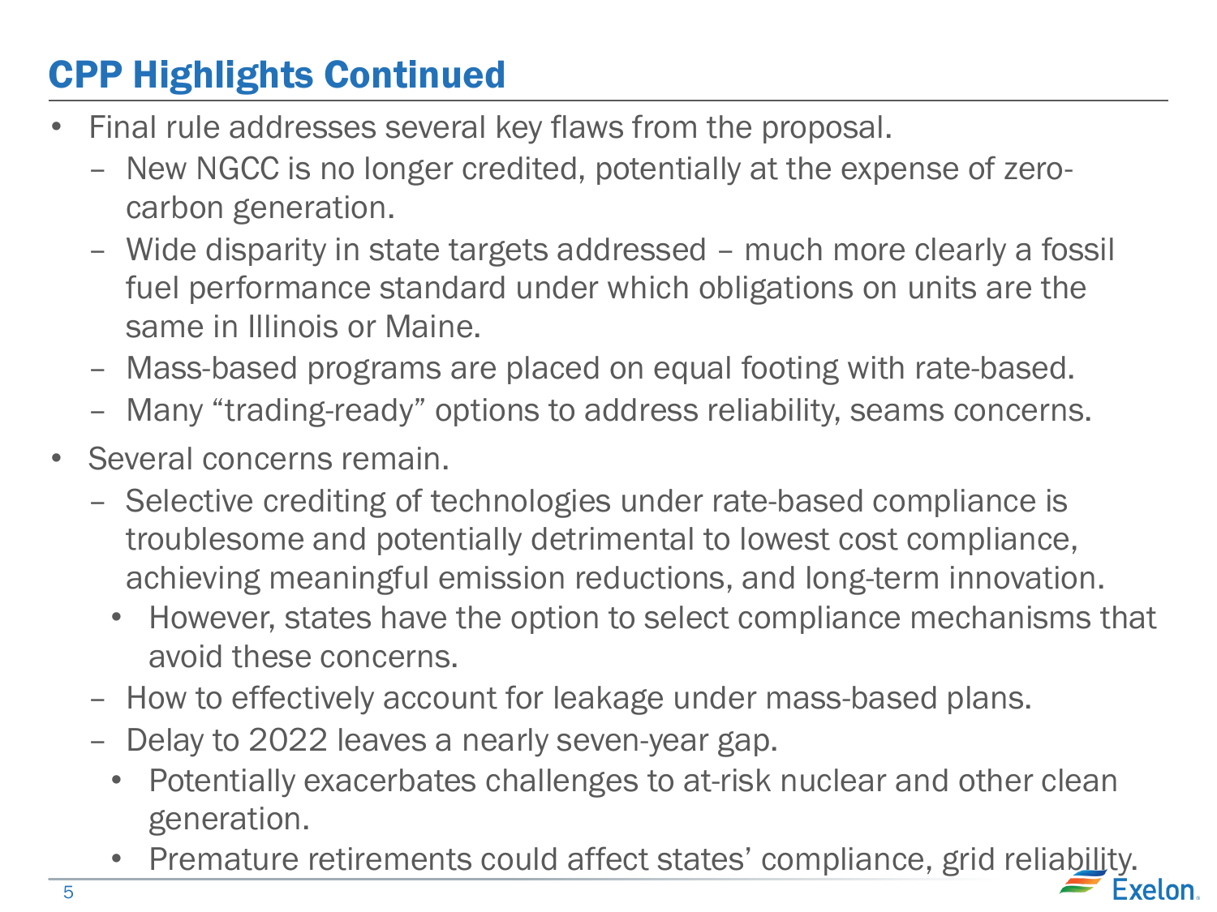# CPP Highlights Continued

- Final rule addresses several key flaws from the proposal.
  - New NGCC is no longer credited, potentially at the expense of zero-carbon generation.
  - Wide disparity in state targets addressed – much more clearly a fossil fuel performance standard under which obligations on units are the same in Illinois or Maine.
  - Mass-based programs are placed on equal footing with rate-based.
  - Many "trading-ready" options to address reliability, seams concerns.
- Several concerns remain.
  - Selective crediting of technologies under rate-based compliance is troublesome and potentially detrimental to lowest cost compliance, achieving meaningful emission reductions, and long-term innovation.
    - However, states have the option to select compliance mechanisms that avoid these concerns.
  - How to effectively account for leakage under mass-based plans.
  - Delay to 2022 leaves a nearly seven-year gap.
    - Potentially exacerbates challenges to at-risk nuclear and other clean generation.
    - Premature retirements could affect states' compliance, grid reliability.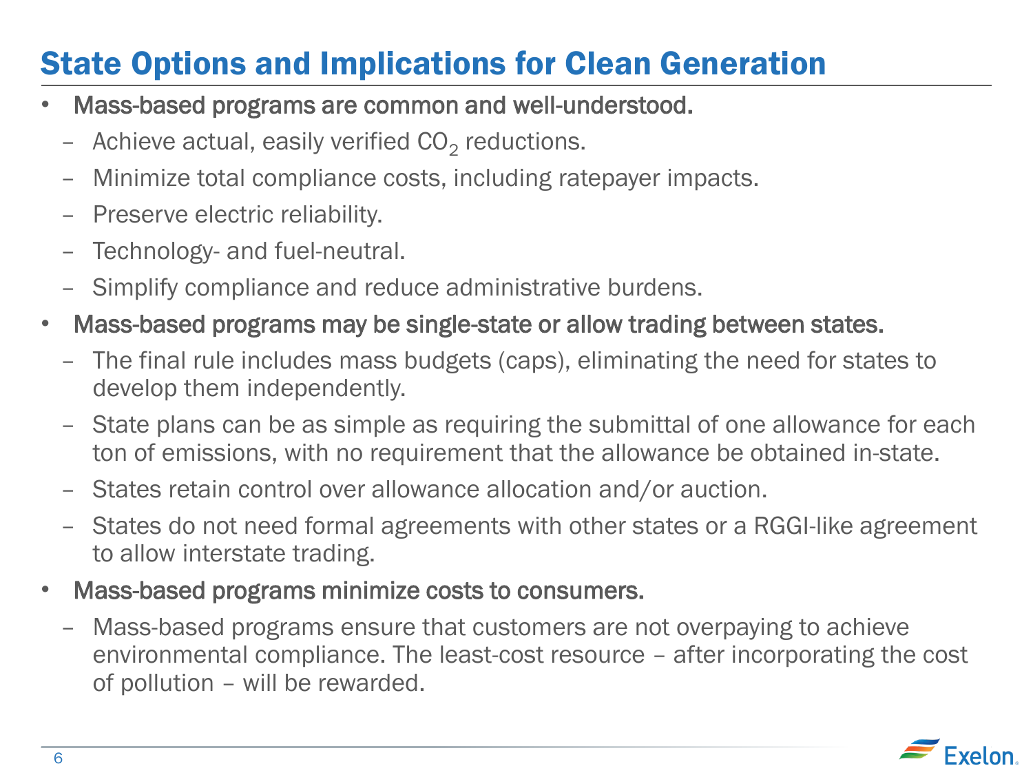# State Options and Implications for Clean Generation

- Mass-based programs are common and well-understood.
  - Achieve actual, easily verified $CO_2$ reductions.
  - Minimize total compliance costs, including ratepayer impacts.
  - Preserve electric reliability.
  - Technology- and fuel-neutral.
  - Simplify compliance and reduce administrative burdens.
- Mass-based programs may be single-state or allow trading between states.
  - The final rule includes mass budgets (caps), eliminating the need for states to develop them independently.
  - State plans can be as simple as requiring the submittal of one allowance for each ton of emissions, with no requirement that the allowance be obtained in-state.
  - States retain control over allowance allocation and/or auction.
  - States do not need formal agreements with other states or a RGGI-like agreement to allow interstate trading.
- Mass-based programs minimize costs to consumers.
  - Mass-based programs ensure that customers are not overpaying to achieve environmental compliance. The least-cost resource – after incorporating the cost of pollution – will be rewarded.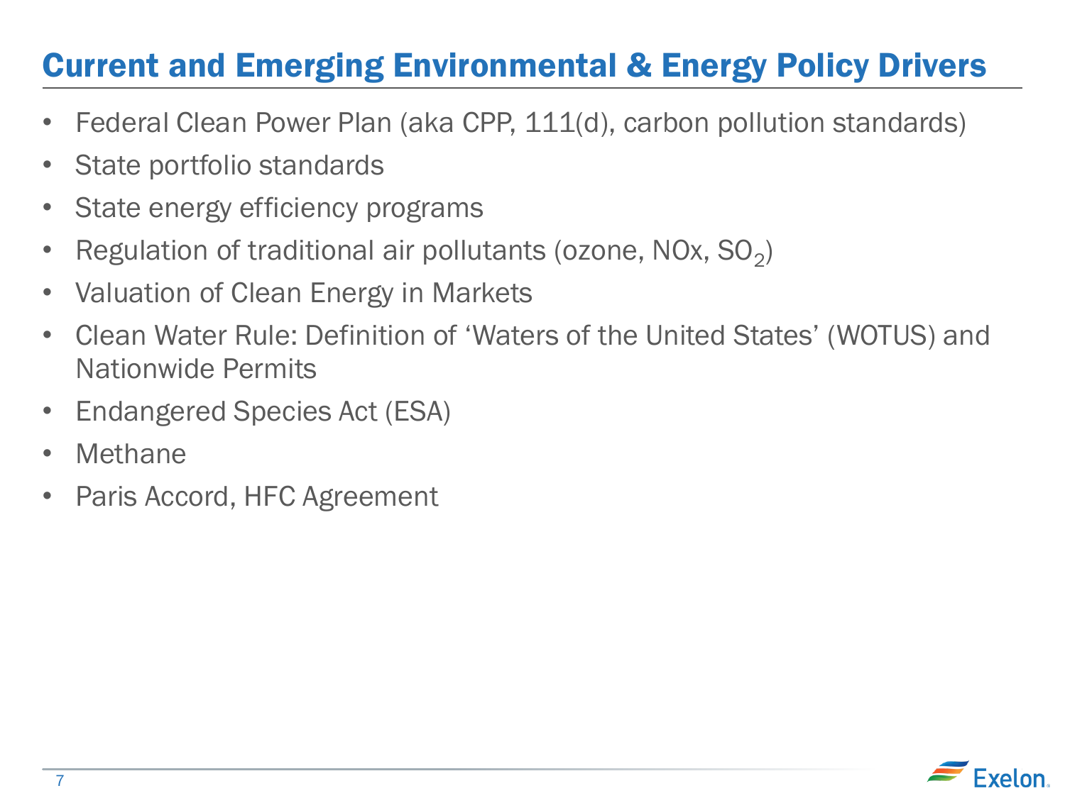# Current and Emerging Environmental & Energy Policy Drivers

- Federal Clean Power Plan (aka CPP, 111(d), carbon pollution standards)
- State portfolio standards
- State energy efficiency programs
- Regulation of traditional air pollutants (ozone, NOx, $SO_2$)
- Valuation of Clean Energy in Markets
- Clean Water Rule: Definition of 'Waters of the United States' (WOTUS) and Nationwide Permits
- Endangered Species Act (ESA)
- Methane
- Paris Accord, HFC Agreement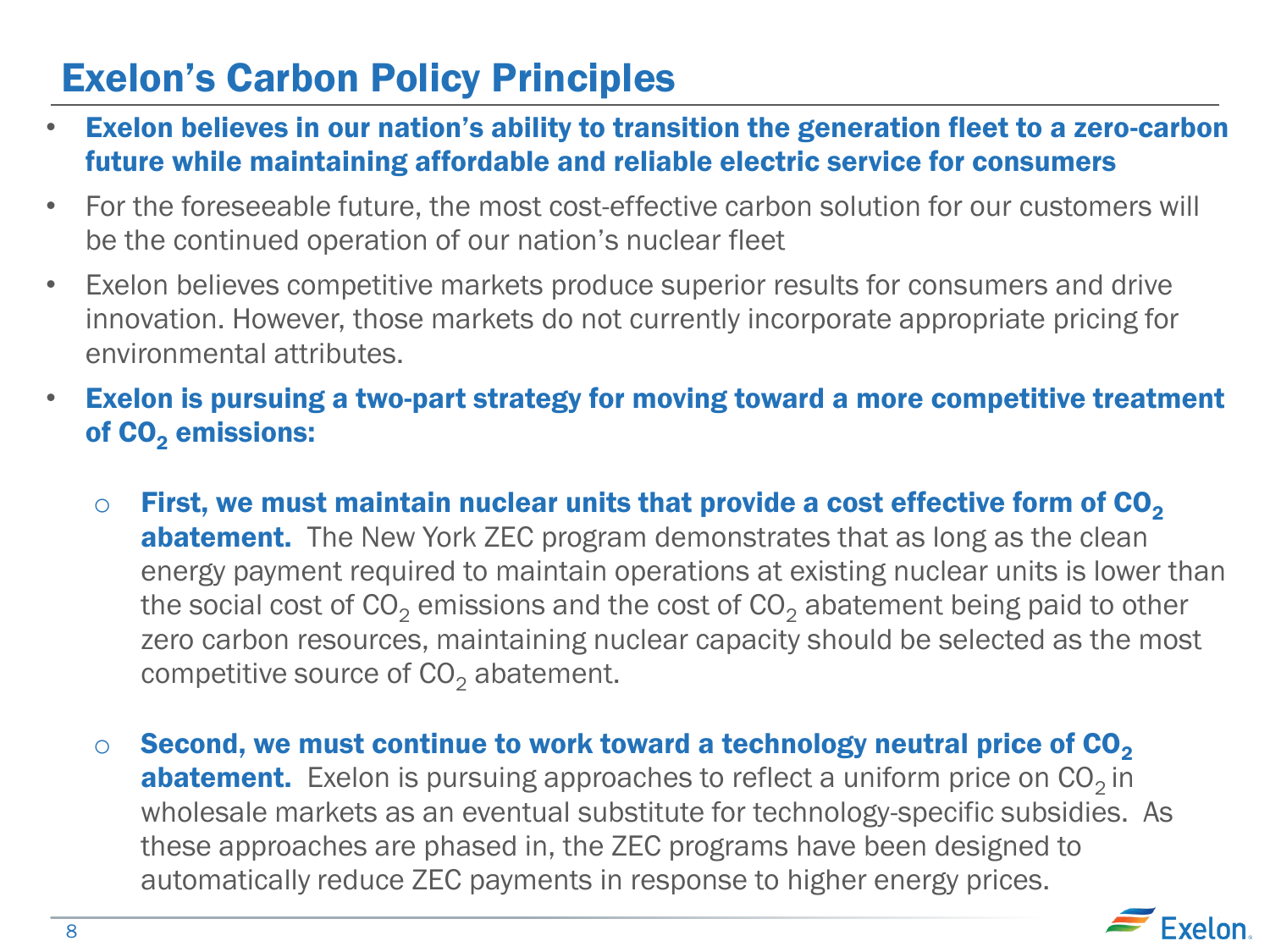# Exelon's Carbon Policy Principles

- **Exelon believes in our nation's ability to transition the generation fleet to a zero-carbon future while maintaining affordable and reliable electric service for consumers**
- For the foreseeable future, the most cost-effective carbon solution for our customers will be the continued operation of our nation's nuclear fleet
- Exelon believes competitive markets produce superior results for consumers and drive innovation. However, those markets do not currently incorporate appropriate pricing for environmental attributes.
- **Exelon is pursuing a two-part strategy for moving toward a more competitive treatment of $CO_2$ emissions:**
  - **First, we must maintain nuclear units that provide a cost effective form of $CO_2$ abatement.** The New York ZEC program demonstrates that as long as the clean energy payment required to maintain operations at existing nuclear units is lower than the social cost of $CO_2$ emissions and the cost of $CO_2$ abatement being paid to other zero carbon resources, maintaining nuclear capacity should be selected as the most competitive source of $CO_2$ abatement.
  - **Second, we must continue to work toward a technology neutral price of $CO_2$ abatement.** Exelon is pursuing approaches to reflect a uniform price on $CO_2$ in wholesale markets as an eventual substitute for technology-specific subsidies. As these approaches are phased in, the ZEC programs have been designed to automatically reduce ZEC payments in response to higher energy prices.